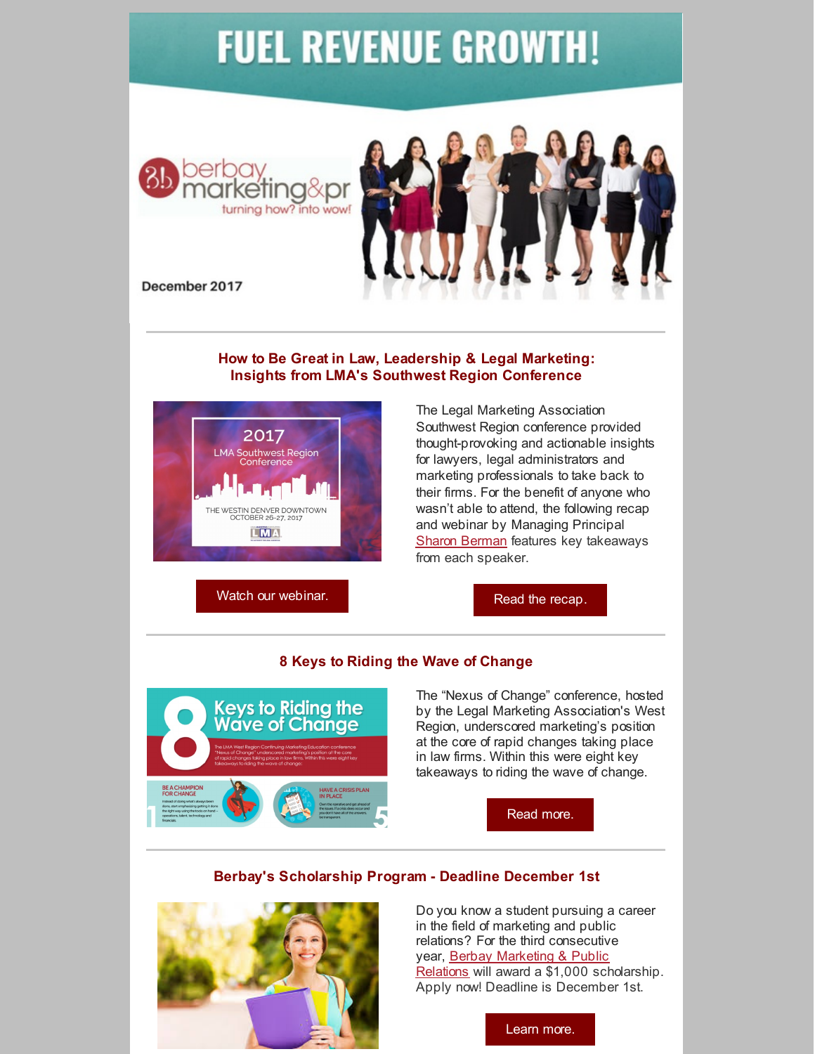# FUEL REVENUE GROWTH!

berbay marketing&pr
turning how? into wow!

December 2017

## How to Be Great in Law, Leadership & Legal Marketing: Insights from LMA's Southwest Region Conference

The Legal Marketing Association Southwest Region conference provided thought-provoking and actionable insights for lawyers, legal administrators and marketing professionals to take back to their firms. For the benefit of anyone who wasn't able to attend, the following recap and webinar by Managing Principal Sharon Berman features key takeaways from each speaker.

Watch our webinar.

Read the recap.

## 8 Keys to Riding the Wave of Change

The "Nexus of Change" conference, hosted by the Legal Marketing Association's West Region, underscored marketing's position at the core of rapid changes taking place in law firms. Within this were eight key takeaways to riding the wave of change.

Read more.

## Berbay's Scholarship Program - Deadline December 1st

Do you know a student pursuing a career in the field of marketing and public relations? For the third consecutive year, Berbay Marketing & Public Relations will award a $1,000 scholarship. Apply now! Deadline is December 1st.

Learn more.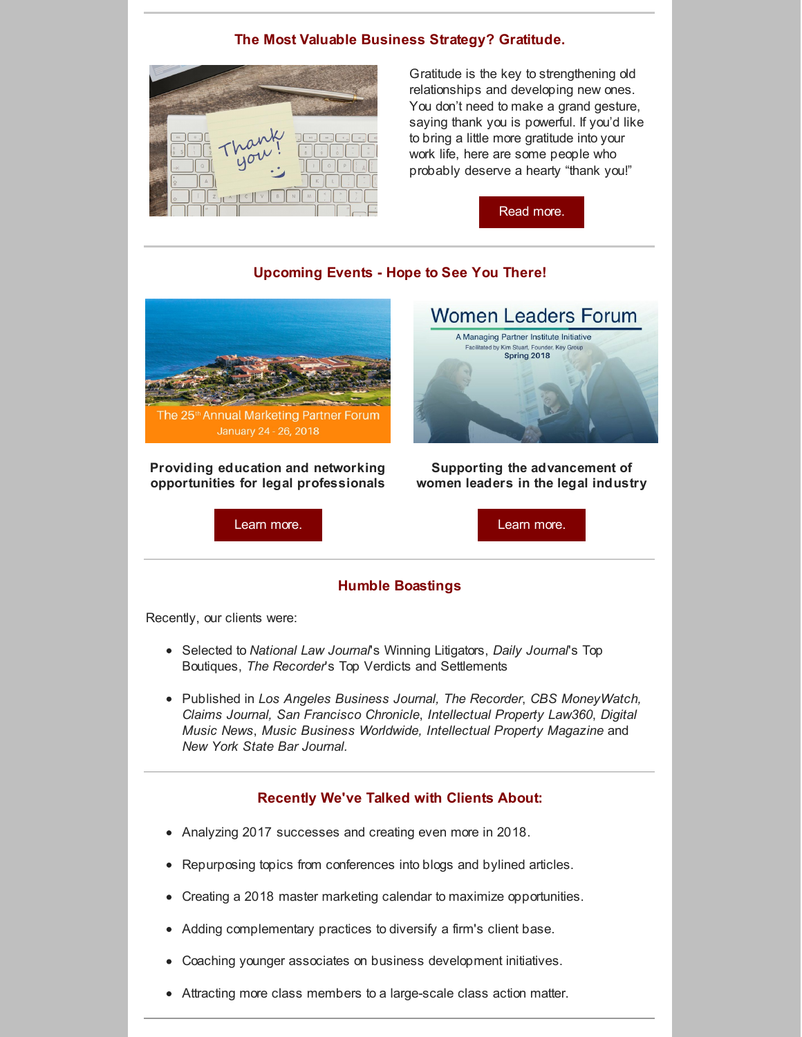## The Most Valuable Business Strategy? Gratitude.

Gratitude is the key to strengthening old relationships and developing new ones. You don't need to make a grand gesture, saying thank you is powerful. If you'd like to bring a little more gratitude into your work life, here are some people who probably deserve a hearty "thank you!"

Read more.

## Upcoming Events - Hope to See You There!

The 25th Annual Marketing Partner Forum
January 24 - 26, 2018

**Providing education and networking opportunities for legal professionals**

Learn more.

Women Leaders Forum
A Managing Partner Institute Initiative
Facilitated by Kim Stuart, Founder, Key Group
Spring 2018

**Supporting the advancement of women leaders in the legal industry**

Learn more.

## Humble Boastings

Recently, our clients were:

- Selected to *National Law Journal*'s Winning Litigators, *Daily Journal*'s Top Boutiques, *The Recorder*'s Top Verdicts and Settlements
- Published in *Los Angeles Business Journal, The Recorder*, *CBS MoneyWatch, Claims Journal, San Francisco Chronicle*, *Intellectual Property Law360*, *Digital Music News*, *Music Business Worldwide, Intellectual Property Magazine* and *New York State Bar Journal.*

## Recently We've Talked with Clients About:

- Analyzing 2017 successes and creating even more in 2018.
- Repurposing topics from conferences into blogs and bylined articles.
- Creating a 2018 master marketing calendar to maximize opportunities.
- Adding complementary practices to diversify a firm's client base.
- Coaching younger associates on business development initiatives.
- Attracting more class members to a large-scale class action matter.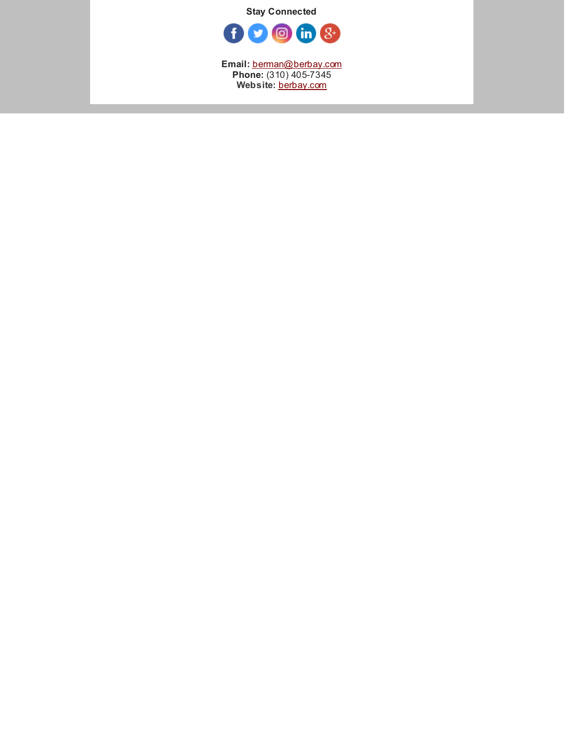**Stay Connected**

**Email:** berman@berbay.com
**Phone:** (310) 405-7345
**Website:** berbay.com